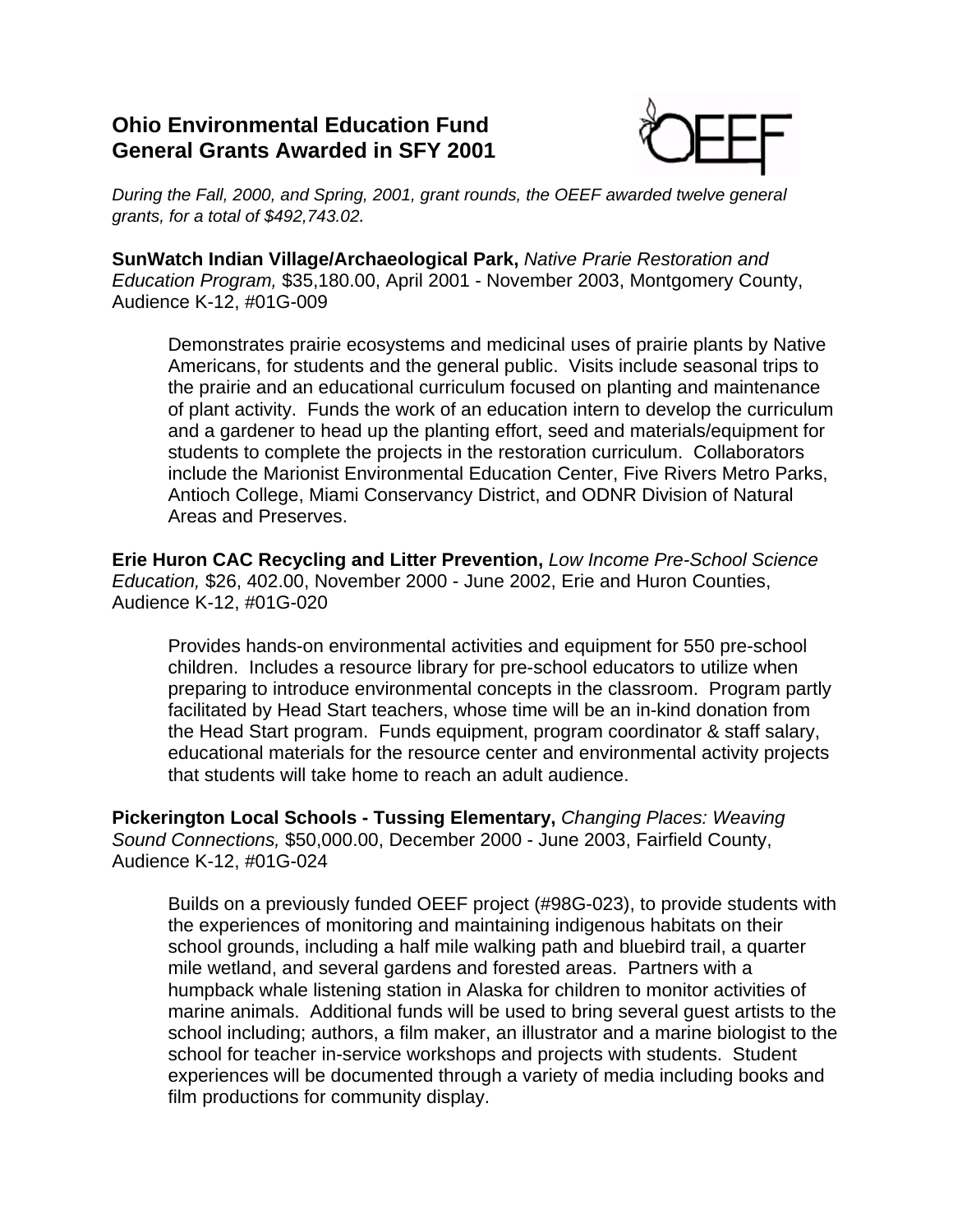# Ohio Environmental Education Fund
# General Grants Awarded in SFY 2001

*During the Fall, 2000, and Spring, 2001, grant rounds, the OEEF awarded twelve general grants, for a total of $492,743.02.*

**SunWatch Indian Village/Archaeological Park,** *Native Prarie Restoration and Education Program,* $35,180.00, April 2001 - November 2003, Montgomery County, Audience K-12, #01G-009

> Demonstrates prairie ecosystems and medicinal uses of prairie plants by Native Americans, for students and the general public. Visits include seasonal trips to the prairie and an educational curriculum focused on planting and maintenance of plant activity. Funds the work of an education intern to develop the curriculum and a gardener to head up the planting effort, seed and materials/equipment for students to complete the projects in the restoration curriculum. Collaborators include the Marionist Environmental Education Center, Five Rivers Metro Parks, Antioch College, Miami Conservancy District, and ODNR Division of Natural Areas and Preserves.

**Erie Huron CAC Recycling and Litter Prevention,** *Low Income Pre-School Science Education,* $26, 402.00, November 2000 - June 2002, Erie and Huron Counties, Audience K-12, #01G-020

> Provides hands-on environmental activities and equipment for 550 pre-school children. Includes a resource library for pre-school educators to utilize when preparing to introduce environmental concepts in the classroom. Program partly facilitated by Head Start teachers, whose time will be an in-kind donation from the Head Start program. Funds equipment, program coordinator & staff salary, educational materials for the resource center and environmental activity projects that students will take home to reach an adult audience.

**Pickerington Local Schools - Tussing Elementary,** *Changing Places: Weaving Sound Connections,* $50,000.00, December 2000 - June 2003, Fairfield County, Audience K-12, #01G-024

> Builds on a previously funded OEEF project (#98G-023), to provide students with the experiences of monitoring and maintaining indigenous habitats on their school grounds, including a half mile walking path and bluebird trail, a quarter mile wetland, and several gardens and forested areas. Partners with a humpback whale listening station in Alaska for children to monitor activities of marine animals. Additional funds will be used to bring several guest artists to the school including; authors, a film maker, an illustrator and a marine biologist to the school for teacher in-service workshops and projects with students. Student experiences will be documented through a variety of media including books and film productions for community display.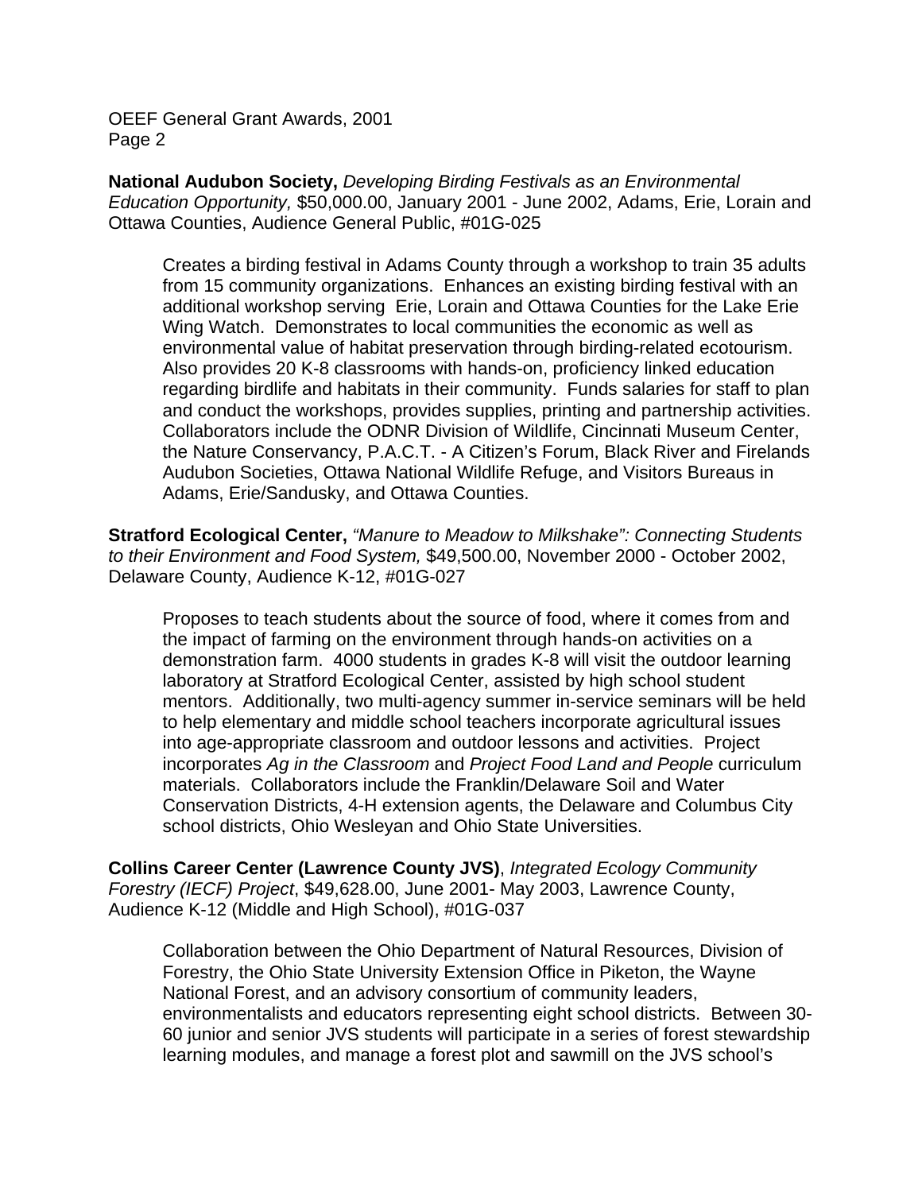**National Audubon Society,** *Developing Birding Festivals as an Environmental Education Opportunity,* $50,000.00, January 2001 - June 2002, Adams, Erie, Lorain and Ottawa Counties, Audience General Public, #01G-025

> Creates a birding festival in Adams County through a workshop to train 35 adults from 15 community organizations. Enhances an existing birding festival with an additional workshop serving Erie, Lorain and Ottawa Counties for the Lake Erie Wing Watch. Demonstrates to local communities the economic as well as environmental value of habitat preservation through birding-related ecotourism. Also provides 20 K-8 classrooms with hands-on, proficiency linked education regarding birdlife and habitats in their community. Funds salaries for staff to plan and conduct the workshops, provides supplies, printing and partnership activities. Collaborators include the ODNR Division of Wildlife, Cincinnati Museum Center, the Nature Conservancy, P.A.C.T. - A Citizen's Forum, Black River and Firelands Audubon Societies, Ottawa National Wildlife Refuge, and Visitors Bureaus in Adams, Erie/Sandusky, and Ottawa Counties.

**Stratford Ecological Center,** *"Manure to Meadow to Milkshake": Connecting Students to their Environment and Food System,* $49,500.00, November 2000 - October 2002, Delaware County, Audience K-12, #01G-027

> Proposes to teach students about the source of food, where it comes from and the impact of farming on the environment through hands-on activities on a demonstration farm. 4000 students in grades K-8 will visit the outdoor learning laboratory at Stratford Ecological Center, assisted by high school student mentors. Additionally, two multi-agency summer in-service seminars will be held to help elementary and middle school teachers incorporate agricultural issues into age-appropriate classroom and outdoor lessons and activities. Project incorporates *Ag in the Classroom* and *Project Food Land and People* curriculum materials. Collaborators include the Franklin/Delaware Soil and Water Conservation Districts, 4-H extension agents, the Delaware and Columbus City school districts, Ohio Wesleyan and Ohio State Universities.

**Collins Career Center (Lawrence County JVS)**, *Integrated Ecology Community Forestry (IECF) Project*, $49,628.00, June 2001- May 2003, Lawrence County, Audience K-12 (Middle and High School), #01G-037

> Collaboration between the Ohio Department of Natural Resources, Division of Forestry, the Ohio State University Extension Office in Piketon, the Wayne National Forest, and an advisory consortium of community leaders, environmentalists and educators representing eight school districts. Between 30-60 junior and senior JVS students will participate in a series of forest stewardship learning modules, and manage a forest plot and sawmill on the JVS school's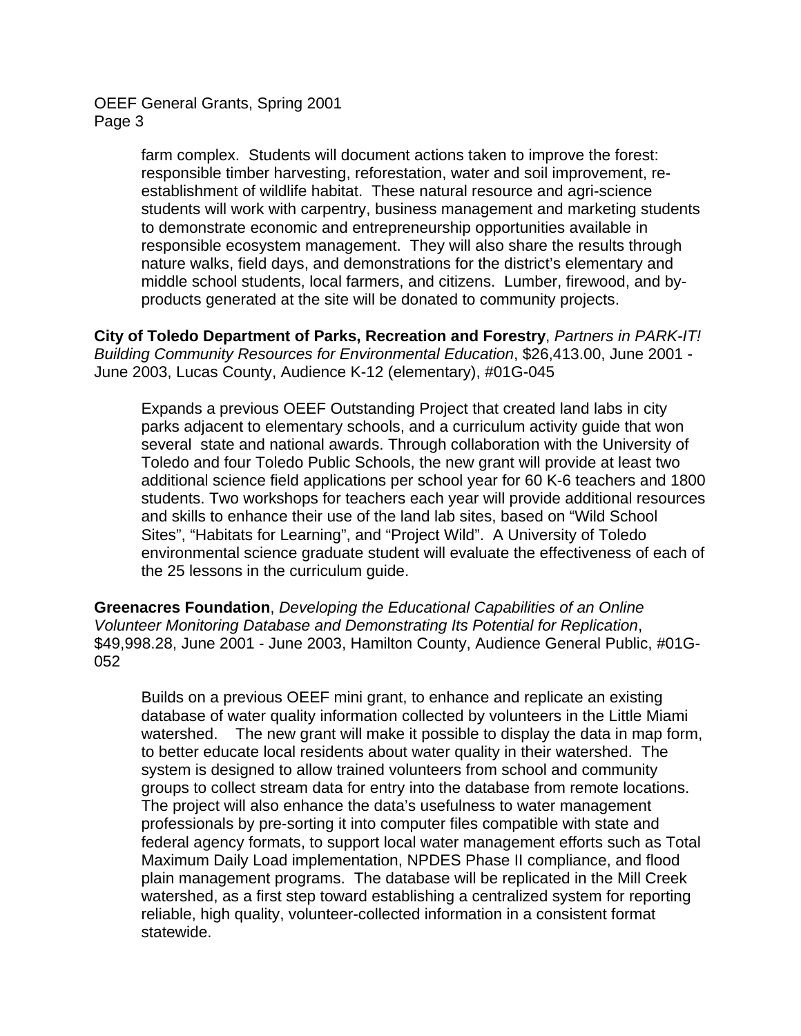farm complex. Students will document actions taken to improve the forest: responsible timber harvesting, reforestation, water and soil improvement, re-establishment of wildlife habitat. These natural resource and agri-science students will work with carpentry, business management and marketing students to demonstrate economic and entrepreneurship opportunities available in responsible ecosystem management. They will also share the results through nature walks, field days, and demonstrations for the district's elementary and middle school students, local farmers, and citizens. Lumber, firewood, and by-products generated at the site will be donated to community projects.

**City of Toledo Department of Parks, Recreation and Forestry**, *Partners in PARK-IT! Building Community Resources for Environmental Education*, $26,413.00, June 2001 - June 2003, Lucas County, Audience K-12 (elementary), #01G-045

Expands a previous OEEF Outstanding Project that created land labs in city parks adjacent to elementary schools, and a curriculum activity guide that won several state and national awards. Through collaboration with the University of Toledo and four Toledo Public Schools, the new grant will provide at least two additional science field applications per school year for 60 K-6 teachers and 1800 students. Two workshops for teachers each year will provide additional resources and skills to enhance their use of the land lab sites, based on "Wild School Sites", "Habitats for Learning", and "Project Wild". A University of Toledo environmental science graduate student will evaluate the effectiveness of each of the 25 lessons in the curriculum guide.

**Greenacres Foundation**, *Developing the Educational Capabilities of an Online Volunteer Monitoring Database and Demonstrating Its Potential for Replication*, $49,998.28, June 2001 - June 2003, Hamilton County, Audience General Public, #01G-052

Builds on a previous OEEF mini grant, to enhance and replicate an existing database of water quality information collected by volunteers in the Little Miami watershed. The new grant will make it possible to display the data in map form, to better educate local residents about water quality in their watershed. The system is designed to allow trained volunteers from school and community groups to collect stream data for entry into the database from remote locations. The project will also enhance the data's usefulness to water management professionals by pre-sorting it into computer files compatible with state and federal agency formats, to support local water management efforts such as Total Maximum Daily Load implementation, NPDES Phase II compliance, and flood plain management programs. The database will be replicated in the Mill Creek watershed, as a first step toward establishing a centralized system for reporting reliable, high quality, volunteer-collected information in a consistent format statewide.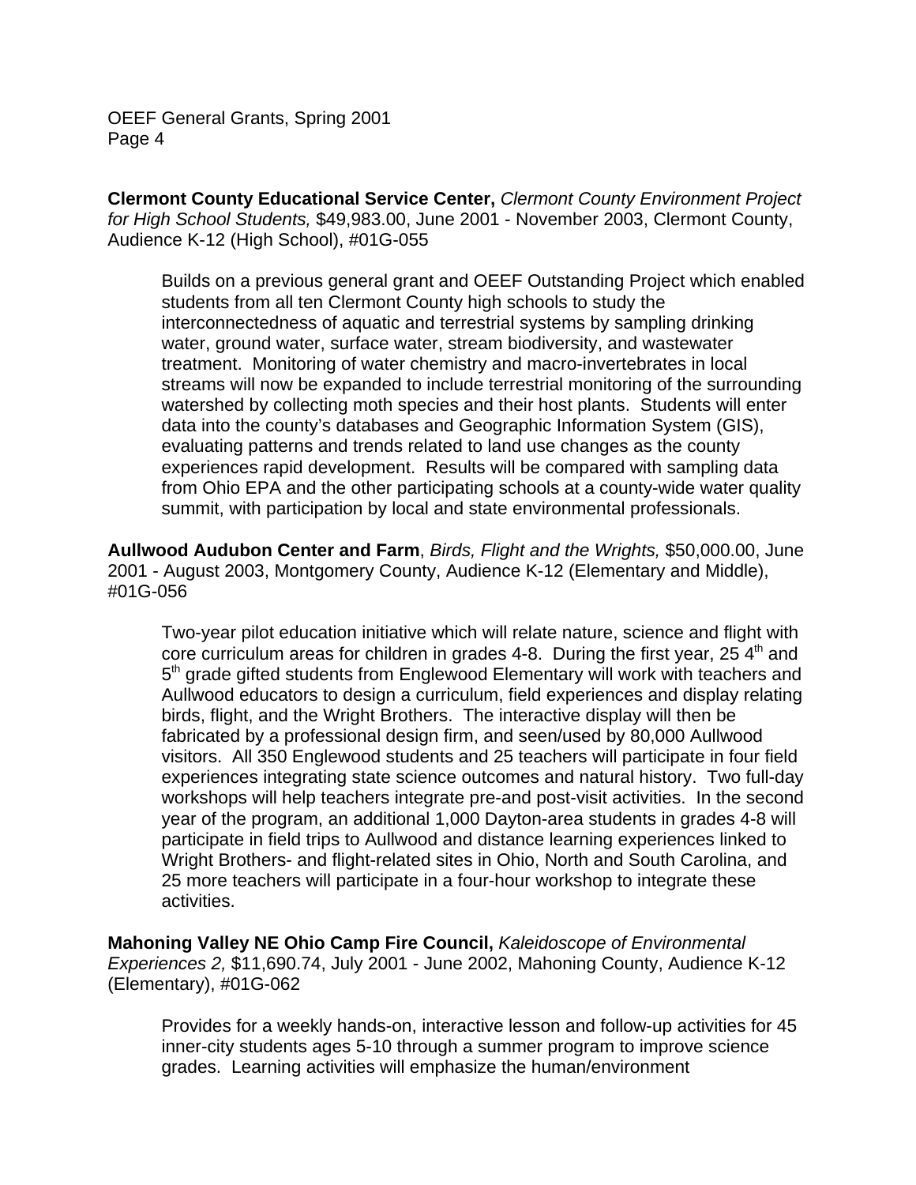**Clermont County Educational Service Center,** *Clermont County Environment Project for High School Students,* $49,983.00, June 2001 - November 2003, Clermont County, Audience K-12 (High School), #01G-055

> Builds on a previous general grant and OEEF Outstanding Project which enabled students from all ten Clermont County high schools to study the interconnectedness of aquatic and terrestrial systems by sampling drinking water, ground water, surface water, stream biodiversity, and wastewater treatment. Monitoring of water chemistry and macro-invertebrates in local streams will now be expanded to include terrestrial monitoring of the surrounding watershed by collecting moth species and their host plants. Students will enter data into the county's databases and Geographic Information System (GIS), evaluating patterns and trends related to land use changes as the county experiences rapid development. Results will be compared with sampling data from Ohio EPA and the other participating schools at a county-wide water quality summit, with participation by local and state environmental professionals.

**Aullwood Audubon Center and Farm**, *Birds, Flight and the Wrights,* $50,000.00, June 2001 - August 2003, Montgomery County, Audience K-12 (Elementary and Middle), #01G-056

> Two-year pilot education initiative which will relate nature, science and flight with core curriculum areas for children in grades 4-8. During the first year, 25 4th and 5th grade gifted students from Englewood Elementary will work with teachers and Aullwood educators to design a curriculum, field experiences and display relating birds, flight, and the Wright Brothers. The interactive display will then be fabricated by a professional design firm, and seen/used by 80,000 Aullwood visitors. All 350 Englewood students and 25 teachers will participate in four field experiences integrating state science outcomes and natural history. Two full-day workshops will help teachers integrate pre-and post-visit activities. In the second year of the program, an additional 1,000 Dayton-area students in grades 4-8 will participate in field trips to Aullwood and distance learning experiences linked to Wright Brothers- and flight-related sites in Ohio, North and South Carolina, and 25 more teachers will participate in a four-hour workshop to integrate these activities.

**Mahoning Valley NE Ohio Camp Fire Council,** *Kaleidoscope of Environmental Experiences 2,* $11,690.74, July 2001 - June 2002, Mahoning County, Audience K-12 (Elementary), #01G-062

> Provides for a weekly hands-on, interactive lesson and follow-up activities for 45 inner-city students ages 5-10 through a summer program to improve science grades. Learning activities will emphasize the human/environment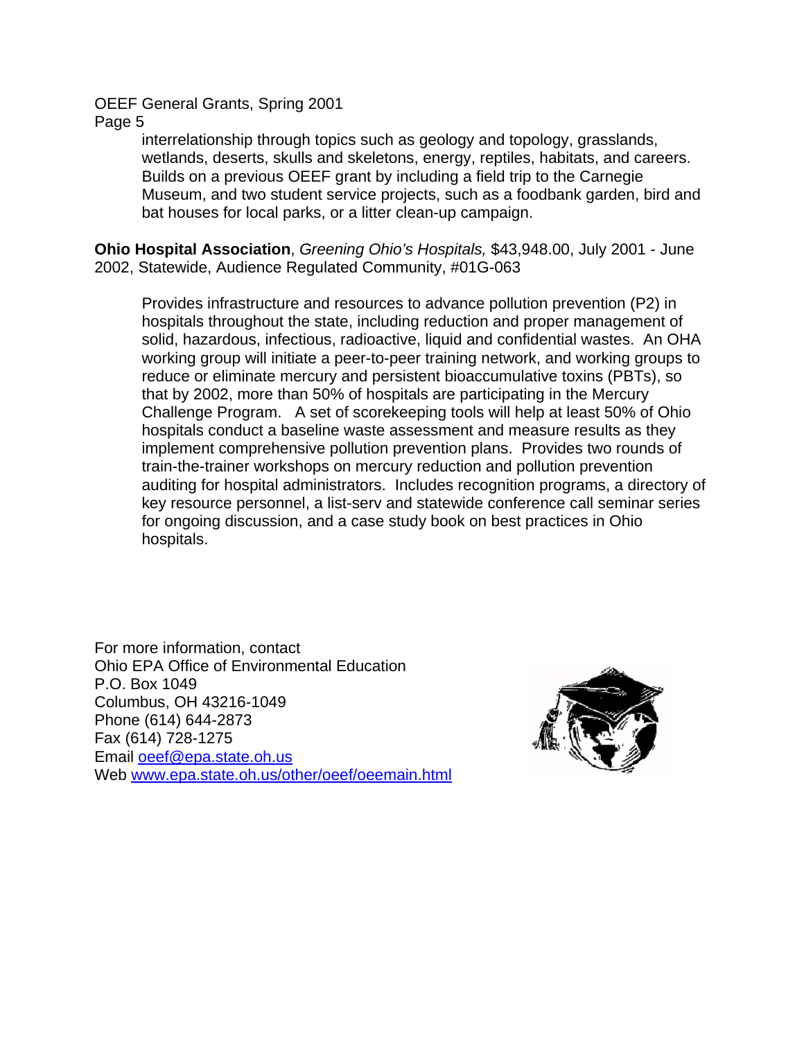interrelationship through topics such as geology and topology, grasslands, wetlands, deserts, skulls and skeletons, energy, reptiles, habitats, and careers. Builds on a previous OEEF grant by including a field trip to the Carnegie Museum, and two student service projects, such as a foodbank garden, bird and bat houses for local parks, or a litter clean-up campaign.

**Ohio Hospital Association**, *Greening Ohio's Hospitals,* $43,948.00, July 2001 - June 2002, Statewide, Audience Regulated Community, #01G-063

Provides infrastructure and resources to advance pollution prevention (P2) in hospitals throughout the state, including reduction and proper management of solid, hazardous, infectious, radioactive, liquid and confidential wastes. An OHA working group will initiate a peer-to-peer training network, and working groups to reduce or eliminate mercury and persistent bioaccumulative toxins (PBTs), so that by 2002, more than 50% of hospitals are participating in the Mercury Challenge Program. A set of scorekeeping tools will help at least 50% of Ohio hospitals conduct a baseline waste assessment and measure results as they implement comprehensive pollution prevention plans. Provides two rounds of train-the-trainer workshops on mercury reduction and pollution prevention auditing for hospital administrators. Includes recognition programs, a directory of key resource personnel, a list-serv and statewide conference call seminar series for ongoing discussion, and a case study book on best practices in Ohio hospitals.

For more information, contact
Ohio EPA Office of Environmental Education
P.O. Box 1049
Columbus, OH 43216-1049
Phone (614) 644-2873
Fax (614) 728-1275
Email oeef@epa.state.oh.us
Web www.epa.state.oh.us/other/oeef/oeemain.html